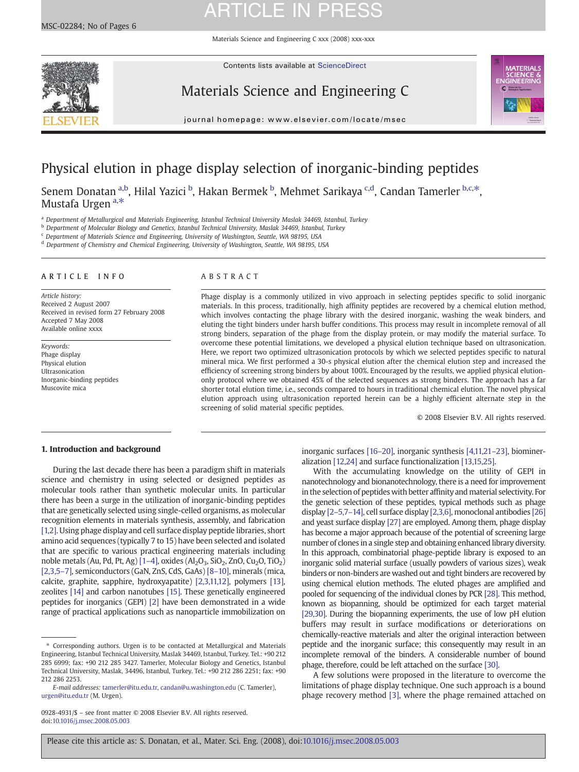# Physical elution in phage display selection of inorganic-binding peptides

Senem Donatan [a,b], Hilal Yazici [b], Hakan Bermek [b], Mehmet Sarikaya [c,d], Candan Tamerler [b,c,*], Mustafa Urgen [a,*]

[a] Department of Metallurgical and Materials Engineering, Istanbul Technical University Maslak 34469, Istanbul, Turkey
[b] Department of Molecular Biology and Genetics, Istanbul Technical University, Maslak 34469, Istanbul, Turkey
[c] Department of Materials Science and Engineering, University of Washington, Seattle, WA 98195, USA
[d] Department of Chemistry and Chemical Engineering, University of Washington, Seattle, WA 98195, USA

## ARTICLE INFO

*Article history:*
Received 2 August 2007
Received in revised form 27 February 2008
Accepted 7 May 2008
Available online xxxx

*Keywords:*
Phage display
Physical elution
Ultrasonication
Inorganic-binding peptides
Muscovite mica

## ABSTRACT

Phage display is a commonly utilized in vivo approach in selecting peptides specific to solid inorganic materials. In this process, traditionally, high affinity peptides are recovered by a chemical elution method, which involves contacting the phage library with the desired inorganic, washing the weak binders, and eluting the tight binders under harsh buffer conditions. This process may result in incomplete removal of all strong binders, separation of the phage from the display protein, or may modify the material surface. To overcome these potential limitations, we developed a physical elution technique based on ultrasonication. Here, we report two optimized ultrasonication protocols by which we selected peptides specific to natural mineral mica. We first performed a 30-s physical elution after the chemical elution step and increased the efficiency of screening strong binders by about 100%. Encouraged by the results, we applied physical elution-only protocol where we obtained 45% of the selected sequences as strong binders. The approach has a far shorter total elution time, i.e., seconds compared to hours in traditional chemical elution. The novel physical elution approach using ultrasonication reported herein can be a highly efficient alternate step in the screening of solid material specific peptides.

© 2008 Elsevier B.V. All rights reserved.

## 1. Introduction and background

During the last decade there has been a paradigm shift in materials science and chemistry in using selected or designed peptides as molecular tools rather than synthetic molecular units. In particular there has been a surge in the utilization of inorganic-binding peptides that are genetically selected using single-celled organisms, as molecular recognition elements in materials synthesis, assembly, and fabrication [1,2]. Using phage display and cell surface display peptide libraries, short amino acid sequences (typically 7 to 15) have been selected and isolated that are specific to various practical engineering materials including noble metals (Au, Pd, Pt, Ag) [1–4], oxides ($Al_2O_3$, $SiO_2$, ZnO, $Cu_2O$, $TiO_2$) [2,3,5–7], semiconductors (GaN, ZnS, CdS, GaAs) [8–10], minerals (mica, calcite, graphite, sapphire, hydroxyapatite) [2,3,11,12], polymers [13], zeolites [14] and carbon nanotubes [15]. These genetically engineered peptides for inorganics (GEPI) [2] have been demonstrated in a wide range of practical applications such as nanoparticle immobilization on inorganic surfaces [16–20], inorganic synthesis [4,11,21–23], biomineralization [12,24] and surface functionalization [13,15,25].

With the accumulating knowledge on the utility of GEPI in nanotechnology and bionanotechnology, there is a need for improvement in the selection of peptides with better affinity and material selectivity. For the genetic selection of these peptides, typical methods such as phage display [2–5,7–14], cell surface display [2,3,6], monoclonal antibodies [26] and yeast surface display [27] are employed. Among them, phage display has become a major approach because of the potential of screening large number of clones in a single step and obtaining enhanced library diversity. In this approach, combinatorial phage-peptide library is exposed to an inorganic solid material surface (usually powders of various sizes), weak binders or non-binders are washed out and tight binders are recovered by using chemical elution methods. The eluted phages are amplified and pooled for sequencing of the individual clones by PCR [28]. This method, known as biopanning, should be optimized for each target material [29,30]. During the biopanning experiments, the use of low pH elution buffers may result in surface modifications or deteriorations on chemically-reactive materials and alter the original interaction between peptide and the inorganic surface; this consequently may result in an incomplete removal of the binders. A considerable number of bound phage, therefore, could be left attached on the surface [30].

A few solutions were proposed in the literature to overcome the limitations of phage display technique. One such approach is a bound phage recovery method [3], where the phage remained attached on

\* Corresponding authors. Urgen is to be contacted at Metallurgical and Materials Engineering, Istanbul Technical University, Maslak 34469, Istanbul, Turkey. Tel.: +90 212 285 6999; fax: +90 212 285 3427. Tamerler, Molecular Biology and Genetics, Istanbul Technical University, Maslak, 34496, Istanbul, Turkey. Tel.: +90 212 286 2251; fax: +90 212 286 2253.
*E-mail addresses:* tamerler@itu.edu.tr, candan@u.washington.edu (C. Tamerler), urgen@itu.edu.tr (M. Urgen).

0928-4931/$ – see front matter © 2008 Elsevier B.V. All rights reserved.
doi:10.1016/j.msec.2008.05.003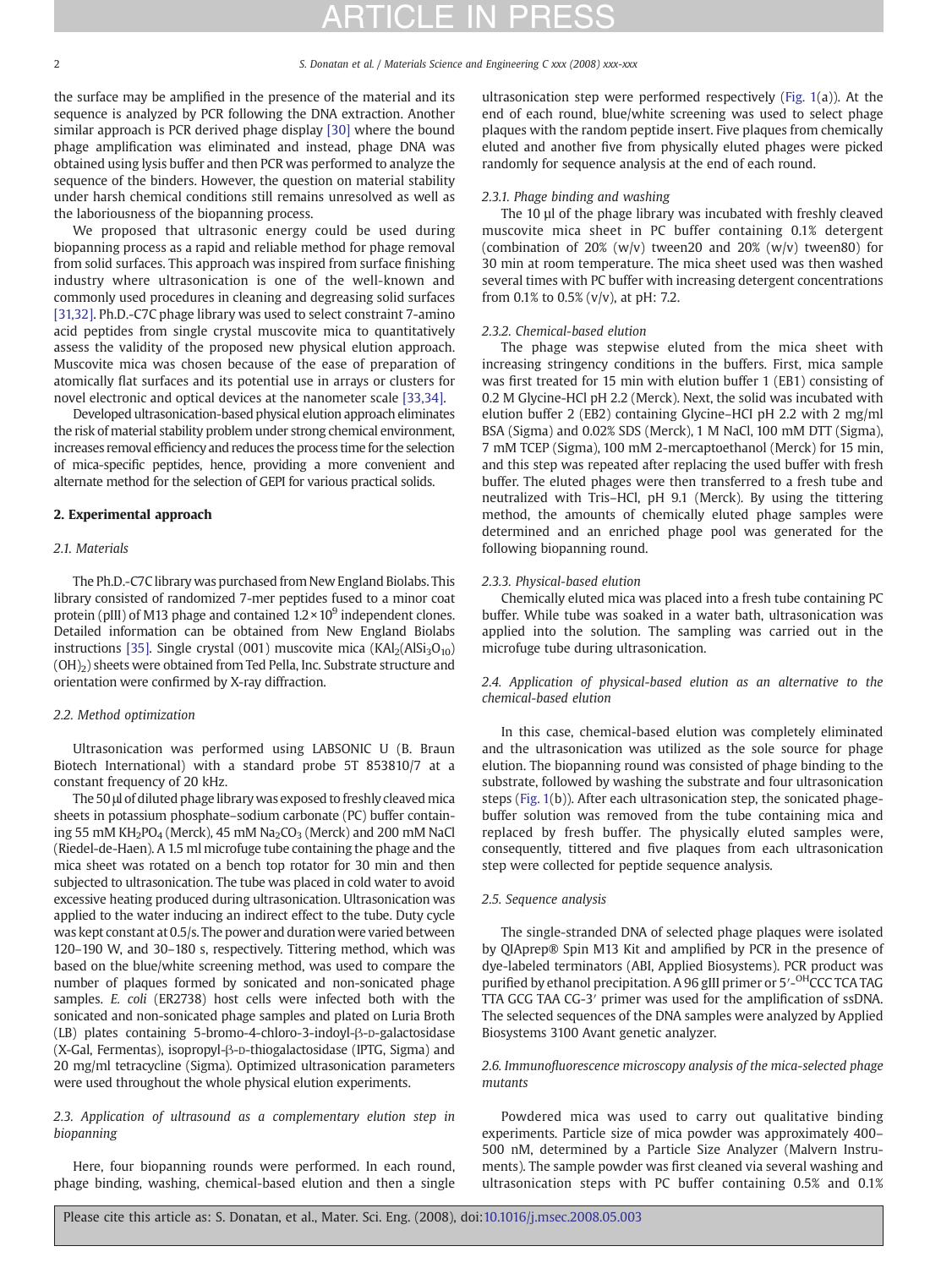the surface may be amplified in the presence of the material and its sequence is analyzed by PCR following the DNA extraction. Another similar approach is PCR derived phage display [30] where the bound phage amplification was eliminated and instead, phage DNA was obtained using lysis buffer and then PCR was performed to analyze the sequence of the binders. However, the question on material stability under harsh chemical conditions still remains unresolved as well as the laboriousness of the biopanning process.

We proposed that ultrasonic energy could be used during biopanning process as a rapid and reliable method for phage removal from solid surfaces. This approach was inspired from surface finishing industry where ultrasonication is one of the well-known and commonly used procedures in cleaning and degreasing solid surfaces [31,32]. Ph.D.-C7C phage library was used to select constraint 7-amino acid peptides from single crystal muscovite mica to quantitatively assess the validity of the proposed new physical elution approach. Muscovite mica was chosen because of the ease of preparation of atomically flat surfaces and its potential use in arrays or clusters for novel electronic and optical devices at the nanometer scale [33,34].

Developed ultrasonication-based physical elution approach eliminates the risk of material stability problem under strong chemical environment, increases removal efficiency and reduces the process time for the selection of mica-specific peptides, hence, providing a more convenient and alternate method for the selection of GEPI for various practical solids.

## 2. Experimental approach

### 2.1. Materials

The Ph.D.-C7C library was purchased from New England Biolabs. This library consisted of randomized 7-mer peptides fused to a minor coat protein (pIII) of M13 phage and contained $1.2 \times 10^9$ independent clones. Detailed information can be obtained from New England Biolabs instructions [35]. Single crystal (001) muscovite mica ($KAl_2(AlSi_3O_{10})(OH)_2$) sheets were obtained from Ted Pella, Inc. Substrate structure and orientation were confirmed by X-ray diffraction.

### 2.2. Method optimization

Ultrasonication was performed using LABSONIC U (B. Braun Biotech International) with a standard probe 5T 853810/7 at a constant frequency of 20 kHz.

The 50 µl of diluted phage library was exposed to freshly cleaved mica sheets in potassium phosphate–sodium carbonate (PC) buffer containing 55 mM $KH_2PO_4$ (Merck), 45 mM $Na_2CO_3$ (Merck) and 200 mM NaCl (Riedel-de-Haen). A 1.5 ml microfuge tube containing the phage and the mica sheet was rotated on a bench top rotator for 30 min and then subjected to ultrasonication. The tube was placed in cold water to avoid excessive heating produced during ultrasonication. Ultrasonication was applied to the water inducing an indirect effect to the tube. Duty cycle was kept constant at 0.5/s. The power and duration were varied between 120–190 W, and 30–180 s, respectively. Tittering method, which was based on the blue/white screening method, was used to compare the number of plaques formed by sonicated and non-sonicated phage samples. *E. coli* (ER2738) host cells were infected both with the sonicated and non-sonicated phage samples and plated on Luria Broth (LB) plates containing 5-bromo-4-chloro-3-indoyl-β-D-galactosidase (X-Gal, Fermentas), isopropyl-β-D-thiogalactosidase (IPTG, Sigma) and 20 mg/ml tetracycline (Sigma). Optimized ultrasonication parameters were used throughout the whole physical elution experiments.

### 2.3. Application of ultrasound as a complementary elution step in biopanning

Here, four biopanning rounds were performed. In each round, phage binding, washing, chemical-based elution and then a single ultrasonication step were performed respectively (Fig. 1(a)). At the end of each round, blue/white screening was used to select phage plaques with the random peptide insert. Five plaques from chemically eluted and another five from physically eluted phages were picked randomly for sequence analysis at the end of each round.

#### 2.3.1. Phage binding and washing

The 10 µl of the phage library was incubated with freshly cleaved muscovite mica sheet in PC buffer containing 0.1% detergent (combination of 20% (w/v) tween20 and 20% (w/v) tween80) for 30 min at room temperature. The mica sheet used was then washed several times with PC buffer with increasing detergent concentrations from 0.1% to 0.5% (v/v), at pH: 7.2.

#### 2.3.2. Chemical-based elution

The phage was stepwise eluted from the mica sheet with increasing stringency conditions in the buffers. First, mica sample was first treated for 15 min with elution buffer 1 (EB1) consisting of 0.2 M Glycine-HCl pH 2.2 (Merck). Next, the solid was incubated with elution buffer 2 (EB2) containing Glycine–HCl pH 2.2 with 2 mg/ml BSA (Sigma) and 0.02% SDS (Merck), 1 M NaCl, 100 mM DTT (Sigma), 7 mM TCEP (Sigma), 100 mM 2-mercaptoethanol (Merck) for 15 min, and this step was repeated after replacing the used buffer with fresh buffer. The eluted phages were then transferred to a fresh tube and neutralized with Tris–HCl, pH 9.1 (Merck). By using the tittering method, the amounts of chemically eluted phage samples were determined and an enriched phage pool was generated for the following biopanning round.

#### 2.3.3. Physical-based elution

Chemically eluted mica was placed into a fresh tube containing PC buffer. While tube was soaked in a water bath, ultrasonication was applied into the solution. The sampling was carried out in the microfuge tube during ultrasonication.

### 2.4. Application of physical-based elution as an alternative to the chemical-based elution

In this case, chemical-based elution was completely eliminated and the ultrasonication was utilized as the sole source for phage elution. The biopanning round was consisted of phage binding to the substrate, followed by washing the substrate and four ultrasonication steps (Fig. 1(b)). After each ultrasonication step, the sonicated phage-buffer solution was removed from the tube containing mica and replaced by fresh buffer. The physically eluted samples were, consequently, tittered and five plaques from each ultrasonication step were collected for peptide sequence analysis.

### 2.5. Sequence analysis

The single-stranded DNA of selected phage plaques were isolated by QIAprep® Spin M13 Kit and amplified by PCR in the presence of dye-labeled terminators (ABI, Applied Biosystems). PCR product was purified by ethanol precipitation. A 96 gIII primer or 5′-$^{OH}$CCC TCA TAG TTA GCG TAA CG-3′ primer was used for the amplification of ssDNA. The selected sequences of the DNA samples were analyzed by Applied Biosystems 3100 Avant genetic analyzer.

### 2.6. Immunofluorescence microscopy analysis of the mica-selected phage mutants

Powdered mica was used to carry out qualitative binding experiments. Particle size of mica powder was approximately 400–500 nM, determined by a Particle Size Analyzer (Malvern Instruments). The sample powder was first cleaned via several washing and ultrasonication steps with PC buffer containing 0.5% and 0.1%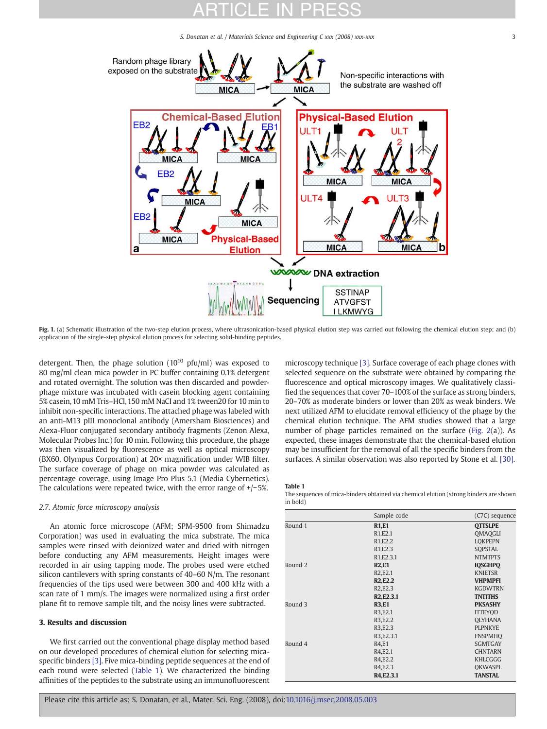**Fig. 1.** (a) Schematic illustration of the two-step elution process, where ultrasonication-based physical elution step was carried out following the chemical elution step; and (b) application of the single-step physical elution process for selecting solid-binding peptides.

detergent. Then, the phage solution ($10^{10}$ pfu/ml) was exposed to 80 mg/ml clean mica powder in PC buffer containing 0.1% detergent and rotated overnight. The solution was then discarded and powder-phage mixture was incubated with casein blocking agent containing 5% casein, 10 mM Tris–HCl, 150 mM NaCl and 1% tween20 for 10 min to inhibit non-specific interactions. The attached phage was labeled with an anti-M13 pIII monoclonal antibody (Amersham Biosciences) and Alexa-Fluor conjugated secondary antibody fragments (Zenon Alexa, Molecular Probes Inc.) for 10 min. Following this procedure, the phage was then visualized by fluorescence as well as optical microscopy (BX60, Olympus Corporation) at 20× magnification under WIB filter. The surface coverage of phage on mica powder was calculated as percentage coverage, using Image Pro Plus 5.1 (Media Cybernetics). The calculations were repeated twice, with the error range of +/−5%.

### 2.7. Atomic force microscopy analysis

An atomic force microscope (AFM; SPM-9500 from Shimadzu Corporation) was used in evaluating the mica substrate. The mica samples were rinsed with deionized water and dried with nitrogen before conducting any AFM measurements. Height images were recorded in air using tapping mode. The probes used were etched silicon cantilevers with spring constants of 40–60 N/m. The resonant frequencies of the tips used were between 300 and 400 kHz with a scan rate of 1 mm/s. The images were normalized using a first order plane fit to remove sample tilt, and the noisy lines were subtracted.

## 3. Results and discussion

We first carried out the conventional phage display method based on our developed procedures of chemical elution for selecting mica-specific binders [3]. Five mica-binding peptide sequences at the end of each round were selected (Table 1). We characterized the binding affinities of the peptides to the substrate using an immunofluorescent microscopy technique [3]. Surface coverage of each phage clones with selected sequence on the substrate were obtained by comparing the fluorescence and optical microscopy images. We qualitatively classified the sequences that cover 70–100% of the surface as strong binders, 20–70% as moderate binders or lower than 20% as weak binders. We next utilized AFM to elucidate removal efficiency of the phage by the chemical elution technique. The AFM studies showed that a large number of phage particles remained on the surface (Fig. 2(a)). As expected, these images demonstrate that the chemical-based elution may be insufficient for the removal of all the specific binders from the surfaces. A similar observation was also reported by Stone et al. [30].

**Table 1**
The sequences of mica-binders obtained via chemical elution (strong binders are shown in bold)

| | Sample code | (C7C) sequence |
|---|---|---|
| Round 1 | **R1,E1** | **QTTSLPE** |
| | R1,E2.1 | QMAQGLI |
| | R1,E2.2 | LQKPEPN |
| | R1,E2.3 | SQPSTAL |
| | R1,E2.3.1 | NTMTPTS |
| Round 2 | **R2,E1** | **IQSGHPQ** |
| | R2,E2.1 | KNIETSR |
| | **R2,E2.2** | **VHPMPFI** |
| | R2,E2.3 | KGDWTRN |
| | **R2,E2.3.1** | **TNTITHS** |
| Round 3 | **R3,E1** | **PKSASHY** |
| | R3,E2.1 | ITTEYQD |
| | R3,E2.2 | QLYHANA |
| | R3,E2.3 | PLPNKYE |
| | R3,E2.3.1 | FNSPMHQ |
| Round 4 | R4,E1 | SGMTGAY |
| | R4,E2.1 | CHNTARN |
| | R4,E2.2 | KHLCGGG |
| | R4,E2.3 | QKWASPL |
| | **R4,E2.3.1** | **TANSTAL** |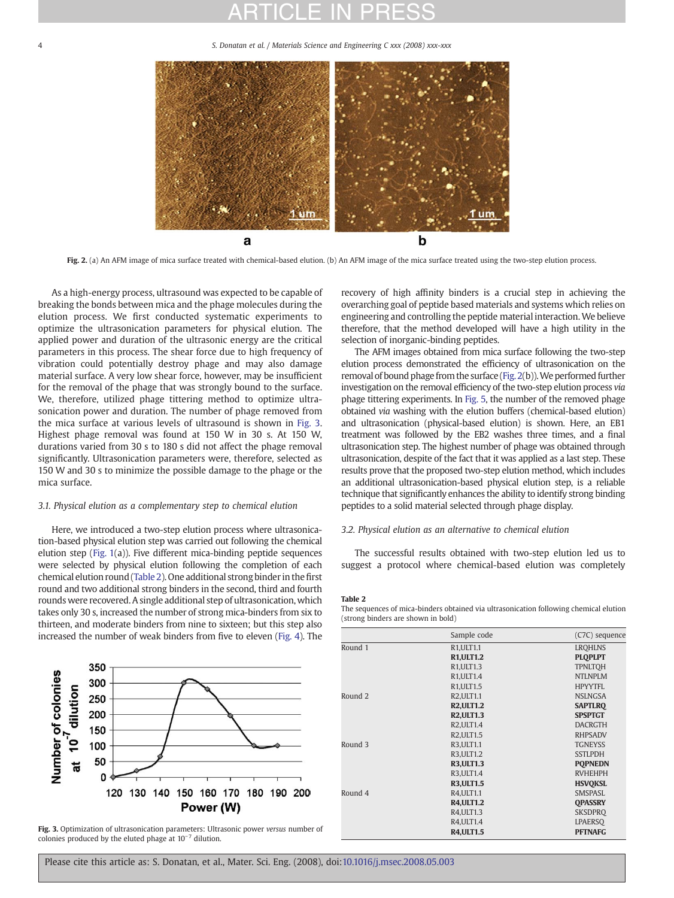Fig. 2. (a) An AFM image of mica surface treated with chemical-based elution. (b) An AFM image of the mica surface treated using the two-step elution process.

As a high-energy process, ultrasound was expected to be capable of breaking the bonds between mica and the phage molecules during the elution process. We first conducted systematic experiments to optimize the ultrasonication parameters for physical elution. The applied power and duration of the ultrasonic energy are the critical parameters in this process. The shear force due to high frequency of vibration could potentially destroy phage and may also damage material surface. A very low shear force, however, may be insufficient for the removal of the phage that was strongly bound to the surface. We, therefore, utilized phage tittering method to optimize ultrasonication power and duration. The number of phage removed from the mica surface at various levels of ultrasound is shown in Fig. 3. Highest phage removal was found at 150 W in 30 s. At 150 W, durations varied from 30 s to 180 s did not affect the phage removal significantly. Ultrasonication parameters were, therefore, selected as 150 W and 30 s to minimize the possible damage to the phage or the mica surface.

### 3.1. Physical elution as a complementary step to chemical elution

Here, we introduced a two-step elution process where ultrasonication-based physical elution step was carried out following the chemical elution step (Fig. 1(a)). Five different mica-binding peptide sequences were selected by physical elution following the completion of each chemical elution round (Table 2). One additional strong binder in the first round and two additional strong binders in the second, third and fourth rounds were recovered. A single additional step of ultrasonication, which takes only 30 s, increased the number of strong mica-binders from six to thirteen, and moderate binders from nine to sixteen; but this step also increased the number of weak binders from five to eleven (Fig. 4). The recovery of high affinity binders is a crucial step in achieving the overarching goal of peptide based materials and systems which relies on engineering and controlling the peptide material interaction. We believe therefore, that the method developed will have a high utility in the selection of inorganic-binding peptides.

The AFM images obtained from mica surface following the two-step elution process demonstrated the efficiency of ultrasonication on the removal of bound phage from the surface (Fig. 2(b)). We performed further investigation on the removal efficiency of the two-step elution process *via* phage tittering experiments. In Fig. 5, the number of the removed phage obtained *via* washing with the elution buffers (chemical-based elution) and ultrasonication (physical-based elution) is shown. Here, an EB1 treatment was followed by the EB2 washes three times, and a final ultrasonication step. The highest number of phage was obtained through ultrasonication, despite of the fact that it was applied as a last step. These results prove that the proposed two-step elution method, which includes an additional ultrasonication-based physical elution step, is a reliable technique that significantly enhances the ability to identify strong binding peptides to a solid material selected through phage display.

Fig. 3. Optimization of ultrasonication parameters: Ultrasonic power *versus* number of colonies produced by the eluted phage at $10^{-7}$ dilution.

### 3.2. Physical elution as an alternative to chemical elution

The successful results obtained with two-step elution led us to suggest a protocol where chemical-based elution was completely

**Table 2**
The sequences of mica-binders obtained via ultrasonication following chemical elution (strong binders are shown in bold)

| | Sample code | (C7C) sequence |
|---|---|---|
| Round 1 | R1,ULT1.1 | LRQHLNS |
| | **R1,ULT1.2** | **PLQPLPT** |
| | R1,ULT1.3 | TPNLTQH |
| | R1,ULT1.4 | NTLNPLM |
| | R1,ULT1.5 | HPYYTFL |
| Round 2 | R2,ULT1.1 | NSLNGSA |
| | **R2,ULT1.2** | **SAPTLRQ** |
| | **R2,ULT1.3** | **SPSPTGT** |
| | R2,ULT1.4 | DACRGTH |
| | R2,ULT1.5 | RHPSADV |
| Round 3 | R3,ULT1.1 | TGNEYSS |
| | R3,ULT1.2 | SSTLPDH |
| | **R3,ULT1.3** | **PQPNEDN** |
| | R3,ULT1.4 | RVHEHPH |
| | **R3,ULT1.5** | **HSVQKSL** |
| Round 4 | R4,ULT1.1 | SMSPASL |
| | **R4,ULT1.2** | **QPASSRY** |
| | R4,ULT1.3 | SKSDPRQ |
| | R4,ULT1.4 | LPAERSQ |
| | **R4,ULT1.5** | **PFTNAFG** |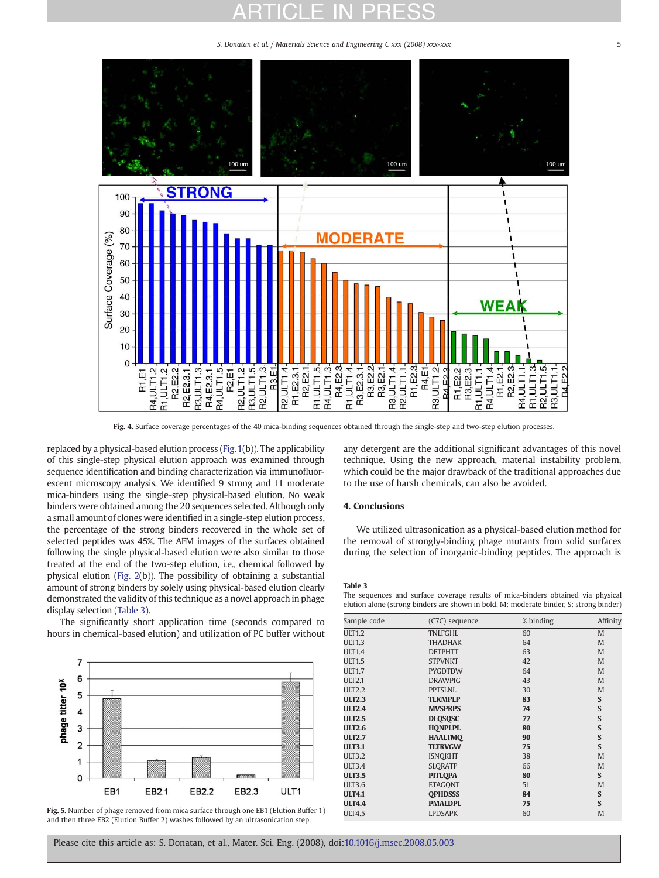Fig. 4. Surface coverage percentages of the 40 mica-binding sequences obtained through the single-step and two-step elution processes.

replaced by a physical-based elution process (Fig. 1(b)). The applicability of this single-step physical elution approach was examined through sequence identification and binding characterization via immunofluorescent microscopy analysis. We identified 9 strong and 11 moderate mica-binders using the single-step physical-based elution. No weak binders were obtained among the 20 sequences selected. Although only a small amount of clones were identified in a single-step elution process, the percentage of the strong binders recovered in the whole set of selected peptides was 45%. The AFM images of the surfaces obtained following the single physical-based elution were also similar to those treated at the end of the two-step elution, i.e., chemical followed by physical elution (Fig. 2(b)). The possibility of obtaining a substantial amount of strong binders by solely using physical-based elution clearly demonstrated the validity of this technique as a novel approach in phage display selection (Table 3).

The significantly short application time (seconds compared to hours in chemical-based elution) and utilization of PC buffer without any detergent are the additional significant advantages of this novel technique. Using the new approach, material instability problem, which could be the major drawback of the traditional approaches due to the use of harsh chemicals, can also be avoided.

Fig. 5. Number of phage removed from mica surface through one EB1 (Elution Buffer 1) and then three EB2 (Elution Buffer 2) washes followed by an ultrasonication step.

## 4. Conclusions

We utilized ultrasonication as a physical-based elution method for the removal of strongly-binding phage mutants from solid surfaces during the selection of inorganic-binding peptides. The approach is

**Table 3**
The sequences and surface coverage results of mica-binders obtained via physical elution alone (strong binders are shown in bold, M: moderate binder, S: strong binder)

| Sample code | (C7C) sequence | % binding | Affinity |
|---|---|---|---|
| ULT1.2 | TNLFGHL | 60 | M |
| ULT1.3 | THADHAK | 64 | M |
| ULT1.4 | DETPHTT | 63 | M |
| ULT1.5 | STPVNKT | 42 | M |
| ULT1.7 | PYGDTDW | 64 | M |
| ULT2.1 | DRAWPIG | 43 | M |
| ULT2.2 | PPTSLNL | 30 | M |
| **ULT2.3** | **TLKMPLP** | **83** | **S** |
| **ULT2.4** | **MVSPRPS** | **74** | **S** |
| **ULT2.5** | **DLQSQSC** | **77** | **S** |
| **ULT2.6** | **HQNPLPL** | **80** | **S** |
| **ULT2.7** | **HAALTMQ** | **90** | **S** |
| **ULT3.1** | **TLTRVGW** | **75** | **S** |
| ULT3.2 | ISNQKHT | 38 | M |
| ULT3.4 | SLQRATP | 66 | M |
| **ULT3.5** | **PITLQPA** | **80** | **S** |
| ULT3.6 | ETAGQNT | 51 | M |
| **ULT4.1** | **QPHDSSS** | **84** | **S** |
| **ULT4.4** | **PMALDPL** | **75** | **S** |
| ULT4.5 | LPDSAPK | 60 | M |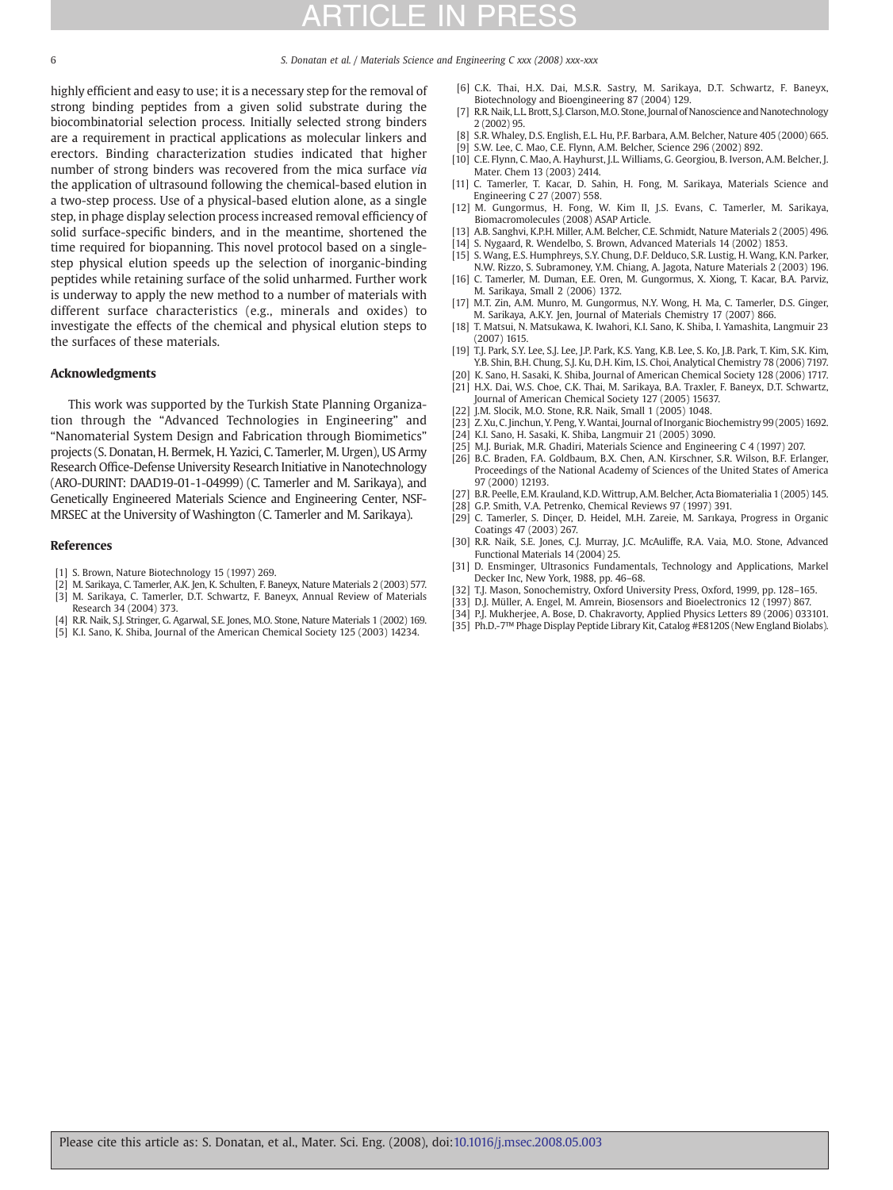highly efficient and easy to use; it is a necessary step for the removal of strong binding peptides from a given solid substrate during the biocombinatorial selection process. Initially selected strong binders are a requirement in practical applications as molecular linkers and erectors. Binding characterization studies indicated that higher number of strong binders was recovered from the mica surface *via* the application of ultrasound following the chemical-based elution in a two-step process. Use of a physical-based elution alone, as a single step, in phage display selection process increased removal efficiency of solid surface-specific binders, and in the meantime, shortened the time required for biopanning. This novel protocol based on a single-step physical elution speeds up the selection of inorganic-binding peptides while retaining surface of the solid unharmed. Further work is underway to apply the new method to a number of materials with different surface characteristics (e.g., minerals and oxides) to investigate the effects of the chemical and physical elution steps to the surfaces of these materials.

## Acknowledgments

This work was supported by the Turkish State Planning Organization through the "Advanced Technologies in Engineering" and "Nanomaterial System Design and Fabrication through Biomimetics" projects (S. Donatan, H. Bermek, H. Yazici, C. Tamerler, M. Urgen), US Army Research Office-Defense University Research Initiative in Nanotechnology (ARO-DURINT: DAAD19-01-1-04999) (C. Tamerler and M. Sarikaya), and Genetically Engineered Materials Science and Engineering Center, NSF-MRSEC at the University of Washington (C. Tamerler and M. Sarikaya).

## References

[1] S. Brown, Nature Biotechnology 15 (1997) 269.
[2] M. Sarikaya, C. Tamerler, A.K. Jen, K. Schulten, F. Baneyx, Nature Materials 2 (2003) 577.
[3] M. Sarikaya, C. Tamerler, D.T. Schwartz, F. Baneyx, Annual Review of Materials Research 34 (2004) 373.
[4] R.R. Naik, S.J. Stringer, G. Agarwal, S.E. Jones, M.O. Stone, Nature Materials 1 (2002) 169.
[5] K.I. Sano, K. Shiba, Journal of the American Chemical Society 125 (2003) 14234.
[6] C.K. Thai, H.X. Dai, M.S.R. Sastry, M. Sarikaya, D.T. Schwartz, F. Baneyx, Biotechnology and Bioengineering 87 (2004) 129.
[7] R.R. Naik, L.L. Brott, S.J. Clarson, M.O. Stone, Journal of Nanoscience and Nanotechnology 2 (2002) 95.
[8] S.R. Whaley, D.S. English, E.L. Hu, P.F. Barbara, A.M. Belcher, Nature 405 (2000) 665.
[9] S.W. Lee, C. Mao, C.E. Flynn, A.M. Belcher, Science 296 (2002) 892.
[10] C.E. Flynn, C. Mao, A. Hayhurst, J.L. Williams, G. Georgiou, B. Iverson, A.M. Belcher, J. Mater. Chem 13 (2003) 2414.
[11] C. Tamerler, T. Kacar, D. Sahin, H. Fong, M. Sarikaya, Materials Science and Engineering C 27 (2007) 558.
[12] M. Gungormus, H. Fong, W. Kim II, J.S. Evans, C. Tamerler, M. Sarikaya, Biomacromolecules (2008) ASAP Article.
[13] A.B. Sanghvi, K.P.H. Miller, A.M. Belcher, C.E. Schmidt, Nature Materials 2 (2005) 496.
[14] S. Nygaard, R. Wendelbo, S. Brown, Advanced Materials 14 (2002) 1853.
[15] S. Wang, E.S. Humphreys, S.Y. Chung, D.F. Delduco, S.R. Lustig, H. Wang, K.N. Parker, N.W. Rizzo, S. Subramoney, Y.M. Chiang, A. Jagota, Nature Materials 2 (2003) 196.
[16] C. Tamerler, M. Duman, E.E. Oren, M. Gungormus, X. Xiong, T. Kacar, B.A. Parviz, M. Sarikaya, Small 2 (2006) 1372.
[17] M.T. Zin, A.M. Munro, M. Gungormus, N.Y. Wong, H. Ma, C. Tamerler, D.S. Ginger, M. Sarikaya, A.K.Y. Jen, Journal of Materials Chemistry 17 (2007) 866.
[18] T. Matsui, N. Matsukawa, K. Iwahori, K.I. Sano, K. Shiba, I. Yamashita, Langmuir 23 (2007) 1615.
[19] T.J. Park, S.Y. Lee, S.J. Lee, J.P. Park, K.S. Yang, K.B. Lee, S. Ko, J.B. Park, T. Kim, S.K. Kim, Y.B. Shin, B.H. Chung, S.J. Ku, D.H. Kim, I.S. Choi, Analytical Chemistry 78 (2006) 7197.
[20] K. Sano, H. Sasaki, K. Shiba, Journal of American Chemical Society 128 (2006) 1717.
[21] H.X. Dai, W.S. Choe, C.K. Thai, M. Sarikaya, B.A. Traxler, F. Baneyx, D.T. Schwartz, Journal of American Chemical Society 127 (2005) 15637.
[22] J.M. Slocik, M.O. Stone, R.R. Naik, Small 1 (2005) 1048.
[23] Z. Xu, C. Jinchun, Y. Peng, Y. Wantai, Journal of Inorganic Biochemistry 99 (2005) 1692.
[24] K.I. Sano, H. Sasaki, K. Shiba, Langmuir 21 (2005) 3090.
[25] M.J. Buriak, M.R. Ghadiri, Materials Science and Engineering C 4 (1997) 207.
[26] B.C. Braden, F.A. Goldbaum, B.X. Chen, A.N. Kirschner, S.R. Wilson, B.F. Erlanger, Proceedings of the National Academy of Sciences of the United States of America 97 (2000) 12193.
[27] B.R. Peelle, E.M. Krauland, K.D. Wittrup, A.M. Belcher, Acta Biomaterialia 1 (2005) 145.
[28] G.P. Smith, V.A. Petrenko, Chemical Reviews 97 (1997) 391.
[29] C. Tamerler, S. Dinçer, D. Heidel, M.H. Zareie, M. Sarıkaya, Progress in Organic Coatings 47 (2003) 267.
[30] R.R. Naik, S.E. Jones, C.J. Murray, J.C. McAuliffe, R.A. Vaia, M.O. Stone, Advanced Functional Materials 14 (2004) 25.
[31] D. Ensminger, Ultrasonics Fundamentals, Technology and Applications, Markel Decker Inc, New York, 1988, pp. 46–68.
[32] T.J. Mason, Sonochemistry, Oxford University Press, Oxford, 1999, pp. 128–165.
[33] D.J. Müller, A. Engel, M. Amrein, Biosensors and Bioelectronics 12 (1997) 867.
[34] P.J. Mukherjee, A. Bose, D. Chakravorty, Applied Physics Letters 89 (2006) 033101.
[35] Ph.D.-7™ Phage Display Peptide Library Kit, Catalog #E8120S (New England Biolabs).

Please cite this article as: S. Donatan, et al., Mater. Sci. Eng. (2008), doi:10.1016/j.msec.2008.05.003